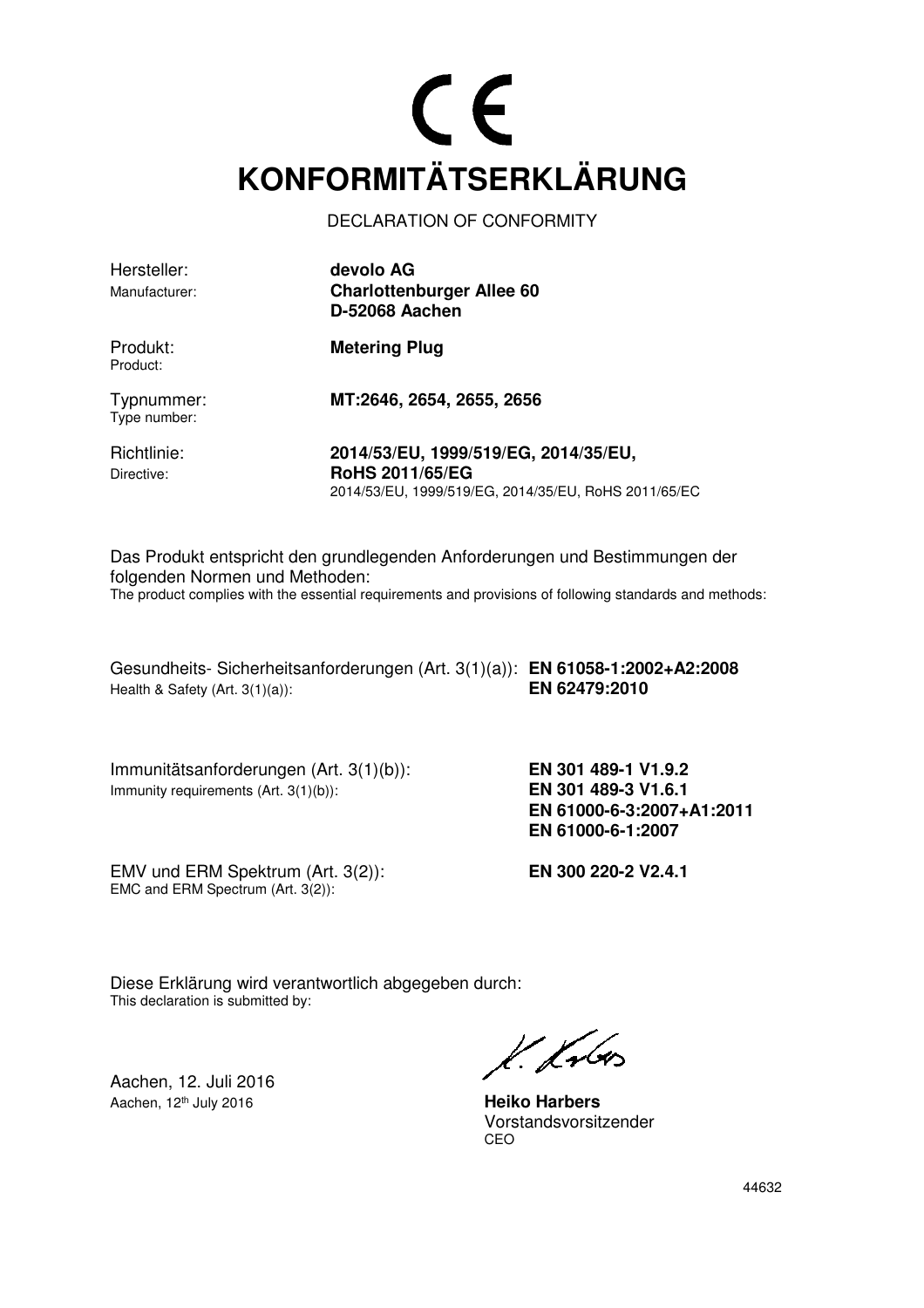CE

# KONFORMITÄTSERKLÄRUNG

DECLARATION OF CONFORMITY

| | |
|---|---|
| Hersteller:<br>Manufacturer: | **devolo AG**<br>**Charlottenburger Allee 60**<br>**D-52068 Aachen** |
| Produkt:<br>Product: | **Metering Plug** |
| Typnummer:<br>Type number: | **MT:2646, 2654, 2655, 2656** |
| Richtlinie:<br>Directive: | **2014/53/EU, 1999/519/EG, 2014/35/EU, RoHS 2011/65/EG**<br>2014/53/EU, 1999/519/EG, 2014/35/EU, RoHS 2011/65/EC |

Das Produkt entspricht den grundlegenden Anforderungen und Bestimmungen der folgenden Normen und Methoden:
The product complies with the essential requirements and provisions of following standards and methods:

| | |
|---|---|
| Gesundheits- Sicherheitsanforderungen (Art. 3(1)(a)):<br>Health & Safety (Art. 3(1)(a)): | **EN 61058-1:2002+A2:2008**<br>**EN 62479:2010** |
| Immunitätsanforderungen (Art. 3(1)(b)):<br>Immunity requirements (Art. 3(1)(b)): | **EN 301 489-1 V1.9.2**<br>**EN 301 489-3 V1.6.1**<br>**EN 61000-6-3:2007+A1:2011**<br>**EN 61000-6-1:2007** |
| EMV und ERM Spektrum (Art. 3(2)):<br>EMC and ERM Spectrum (Art. 3(2)): | **EN 300 220-2 V2.4.1** |

Diese Erklärung wird verantwortlich abgegeben durch:
This declaration is submitted by:

Aachen, 12. Juli 2016
Aachen, 12th July 2016

**Heiko Harbers**
Vorstandsvorsitzender
CEO

44632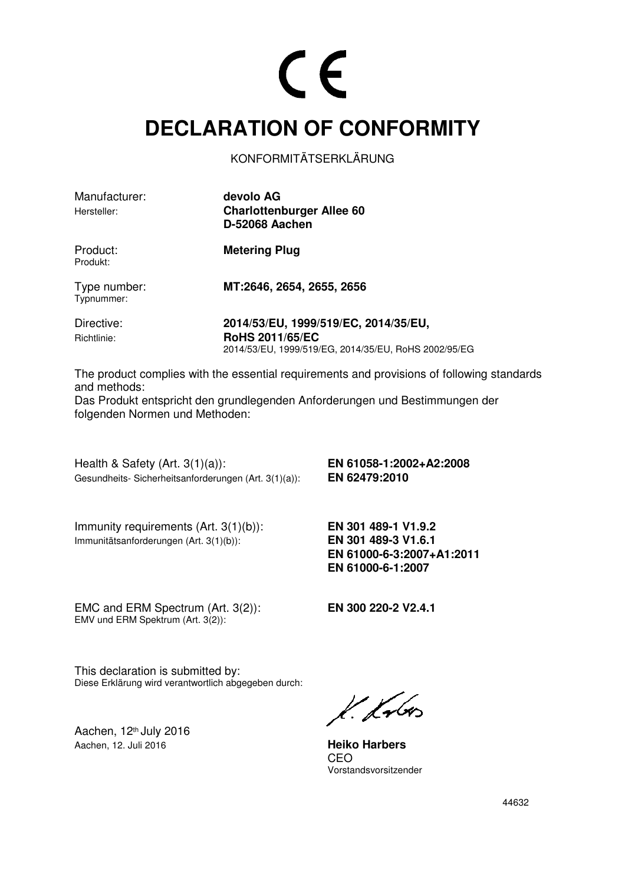CE

# DECLARATION OF CONFORMITY

KONFORMITÄTSERKLÄRUNG

| | |
|---|---|
| Manufacturer:<br>Hersteller: | **devolo AG**<br>**Charlottenburger Allee 60**<br>**D-52068 Aachen** |
| Product:<br>Produkt: | **Metering Plug** |
| Type number:<br>Typnummer: | **MT:2646, 2654, 2655, 2656** |
| Directive:<br>Richtlinie: | **2014/53/EU, 1999/519/EC, 2014/35/EU,**<br>**RoHS 2011/65/EC**<br>2014/53/EU, 1999/519/EG, 2014/35/EU, RoHS 2002/95/EG |

The product complies with the essential requirements and provisions of following standards and methods:
Das Produkt entspricht den grundlegenden Anforderungen und Bestimmungen der folgenden Normen und Methoden:

| | |
|---|---|
| Health & Safety (Art. 3(1)(a)):<br>Gesundheits- Sicherheitsanforderungen (Art. 3(1)(a)): | **EN 61058-1:2002+A2:2008**<br>**EN 62479:2010** |
| Immunity requirements (Art. 3(1)(b)):<br>Immunitätsanforderungen (Art. 3(1)(b)): | **EN 301 489-1 V1.9.2**<br>**EN 301 489-3 V1.6.1**<br>**EN 61000-6-3:2007+A1:2011**<br>**EN 61000-6-1:2007** |
| EMC and ERM Spectrum (Art. 3(2)):<br>EMV und ERM Spektrum (Art. 3(2)): | **EN 300 220-2 V2.4.1** |

This declaration is submitted by:
Diese Erklärung wird verantwortlich abgegeben durch:

Aachen, 12th July 2016
Aachen, 12. Juli 2016

**Heiko Harbers**
CEO
Vorstandsvorsitzender

44632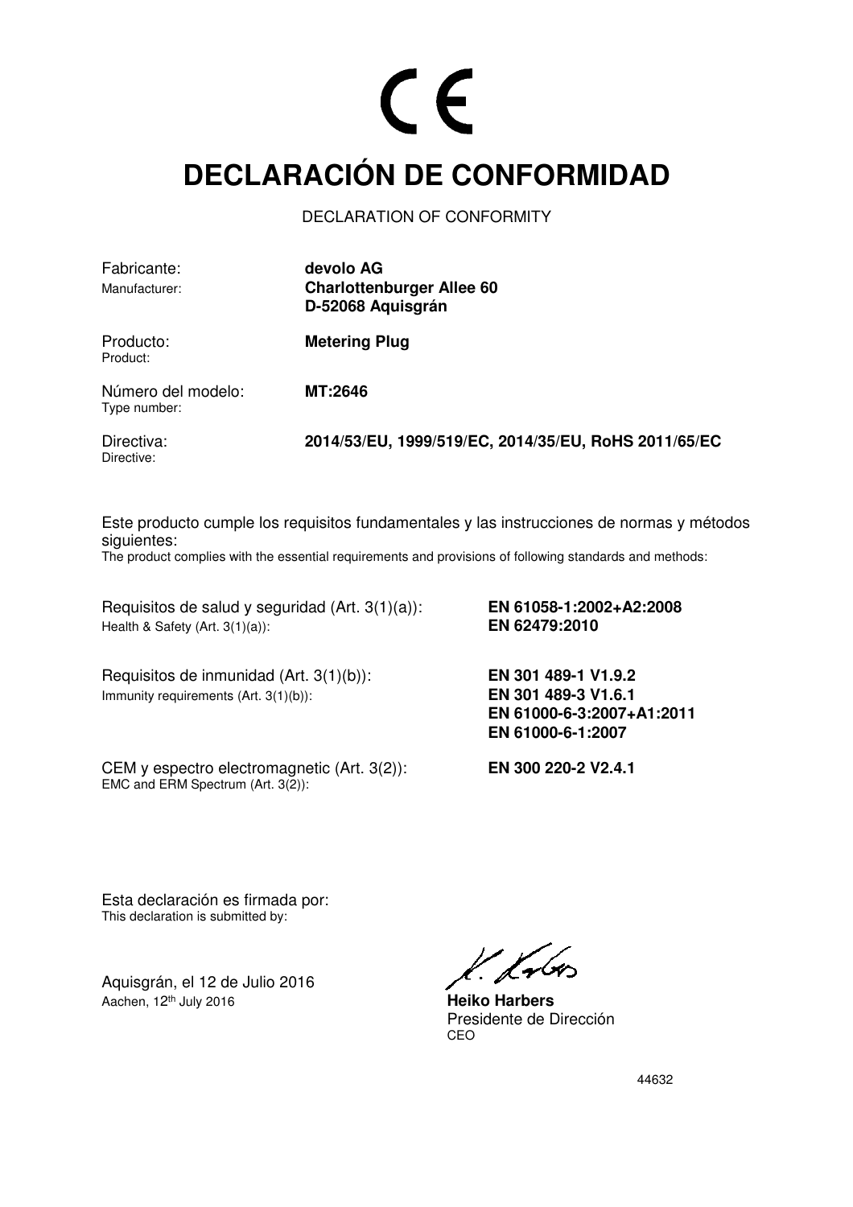CE

# DECLARACIÓN DE CONFORMIDAD

DECLARATION OF CONFORMITY

| | |
|---|---|
| Fabricante:<br>Manufacturer: | **devolo AG**<br>**Charlottenburger Allee 60**<br>**D-52068 Aquisgrán** |
| Producto:<br>Product: | **Metering Plug** |
| Número del modelo:<br>Type number: | **MT:2646** |
| Directiva:<br>Directive: | **2014/53/EU, 1999/519/EC, 2014/35/EU, RoHS 2011/65/EC** |

Este producto cumple los requisitos fundamentales y las instrucciones de normas y métodos siguientes:
The product complies with the essential requirements and provisions of following standards and methods:

| | |
|---|---|
| Requisitos de salud y seguridad (Art. 3(1)(a)):<br>Health & Safety (Art. 3(1)(a)): | **EN 61058-1:2002+A2:2008**<br>**EN 62479:2010** |
| Requisitos de inmunidad (Art. 3(1)(b)):<br>Immunity requirements (Art. 3(1)(b)): | **EN 301 489-1 V1.9.2**<br>**EN 301 489-3 V1.6.1**<br>**EN 61000-6-3:2007+A1:2011**<br>**EN 61000-6-1:2007** |
| CEM y espectro electromagnetic (Art. 3(2)):<br>EMC and ERM Spectrum (Art. 3(2)): | **EN 300 220-2 V2.4.1** |

Esta declaración es firmada por:
This declaration is submitted by:

Aquisgrán, el 12 de Julio 2016
Aachen, 12th July 2016

**Heiko Harbers**
Presidente de Dirección
CEO

44632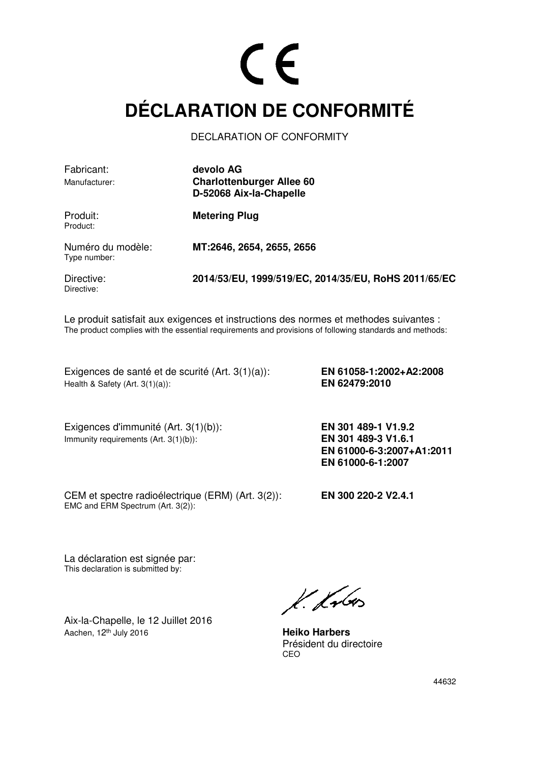CE

# DÉCLARATION DE CONFORMITÉ

DECLARATION OF CONFORMITY

| | |
|---|---|
| Fabricant:<br>Manufacturer: | **devolo AG**<br>**Charlottenburger Allee 60**<br>**D-52068 Aix-la-Chapelle** |
| Produit:<br>Product: | **Metering Plug** |
| Numéro du modèle:<br>Type number: | **MT:2646, 2654, 2655, 2656** |
| Directive:<br>Directive: | **2014/53/EU, 1999/519/EC, 2014/35/EU, RoHS 2011/65/EC** |

Le produit satisfait aux exigences et instructions des normes et methodes suivantes :
The product complies with the essential requirements and provisions of following standards and methods:

| | |
|---|---|
| Exigences de santé et de scurité (Art. 3(1)(a)):<br>Health & Safety (Art. 3(1)(a)): | **EN 61058-1:2002+A2:2008**<br>**EN 62479:2010** |
| Exigences d'immunité (Art. 3(1)(b)):<br>Immunity requirements (Art. 3(1)(b)): | **EN 301 489-1 V1.9.2**<br>**EN 301 489-3 V1.6.1**<br>**EN 61000-6-3:2007+A1:2011**<br>**EN 61000-6-1:2007** |
| CEM et spectre radioélectrique (ERM) (Art. 3(2)):<br>EMC and ERM Spectrum (Art. 3(2)): | **EN 300 220-2 V2.4.1** |

La déclaration est signée par:
This declaration is submitted by:

Aix-la-Chapelle, le 12 Juillet 2016
Aachen, 12th July 2016

**Heiko Harbers**
Président du directoire
CEO

44632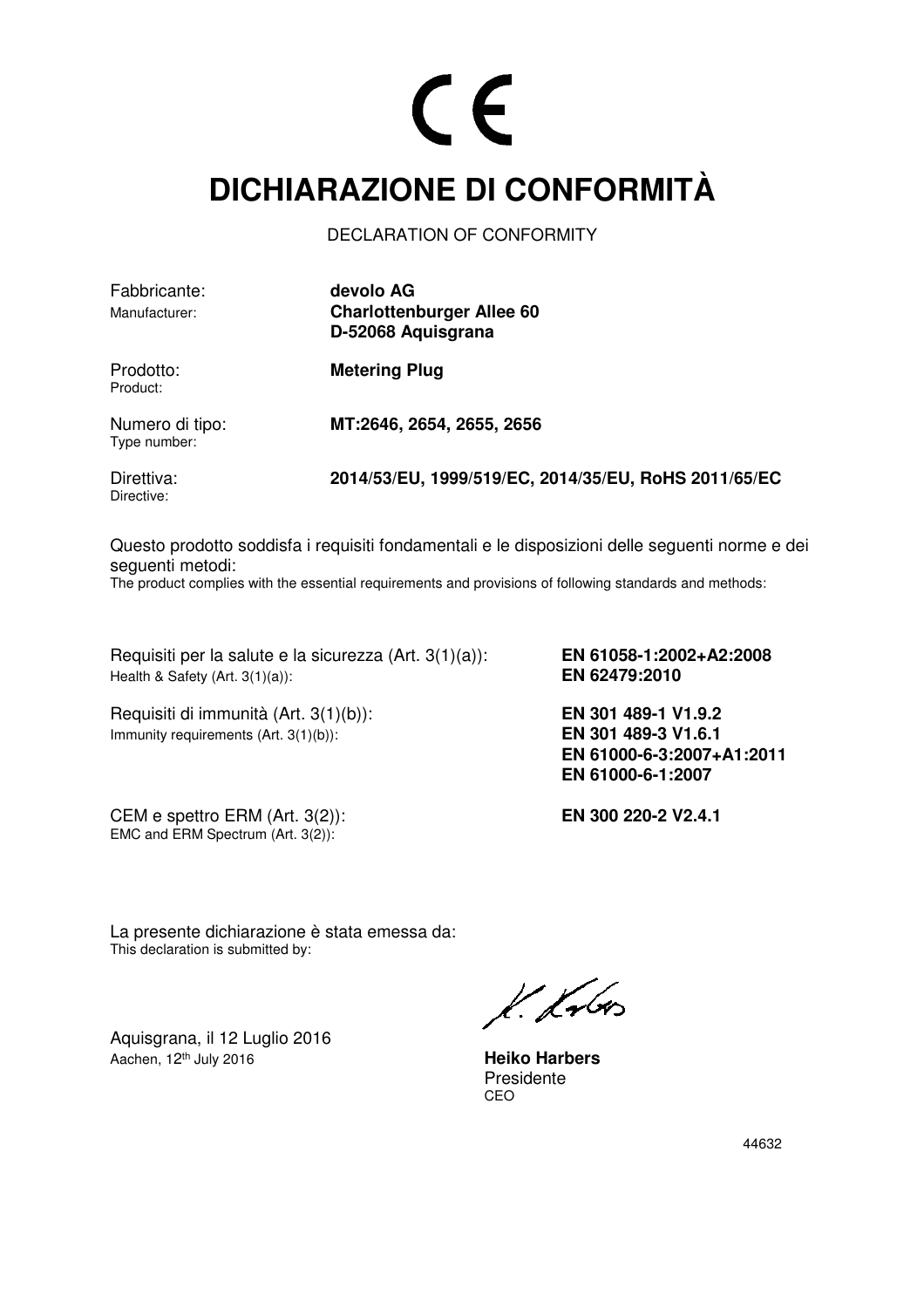CE

# DICHIARAZIONE DI CONFORMITÀ

DECLARATION OF CONFORMITY

| | |
|---|---|
| Fabbricante:<br>Manufacturer: | **devolo AG**<br>**Charlottenburger Allee 60**<br>**D-52068 Aquisgrana** |
| Prodotto:<br>Product: | **Metering Plug** |
| Numero di tipo:<br>Type number: | **MT:2646, 2654, 2655, 2656** |
| Direttiva:<br>Directive: | **2014/53/EU, 1999/519/EC, 2014/35/EU, RoHS 2011/65/EC** |

Questo prodotto soddisfa i requisiti fondamentali e le disposizioni delle seguenti norme e dei seguenti metodi:
The product complies with the essential requirements and provisions of following standards and methods:

| | |
|---|---|
| Requisiti per la salute e la sicurezza (Art. 3(1)(a)):<br>Health & Safety (Art. 3(1)(a)): | **EN 61058-1:2002+A2:2008**<br>**EN 62479:2010** |
| Requisiti di immunità (Art. 3(1)(b)):<br>Immunity requirements (Art. 3(1)(b)): | **EN 301 489-1 V1.9.2**<br>**EN 301 489-3 V1.6.1**<br>**EN 61000-6-3:2007+A1:2011**<br>**EN 61000-6-1:2007** |
| CEM e spettro ERM (Art. 3(2)):<br>EMC and ERM Spectrum (Art. 3(2)): | **EN 300 220-2 V2.4.1** |

La presente dichiarazione è stata emessa da:
This declaration is submitted by:

Aquisgrana, il 12 Luglio 2016
Aachen, 12th July 2016

**Heiko Harbers**
Presidente
CEO

44632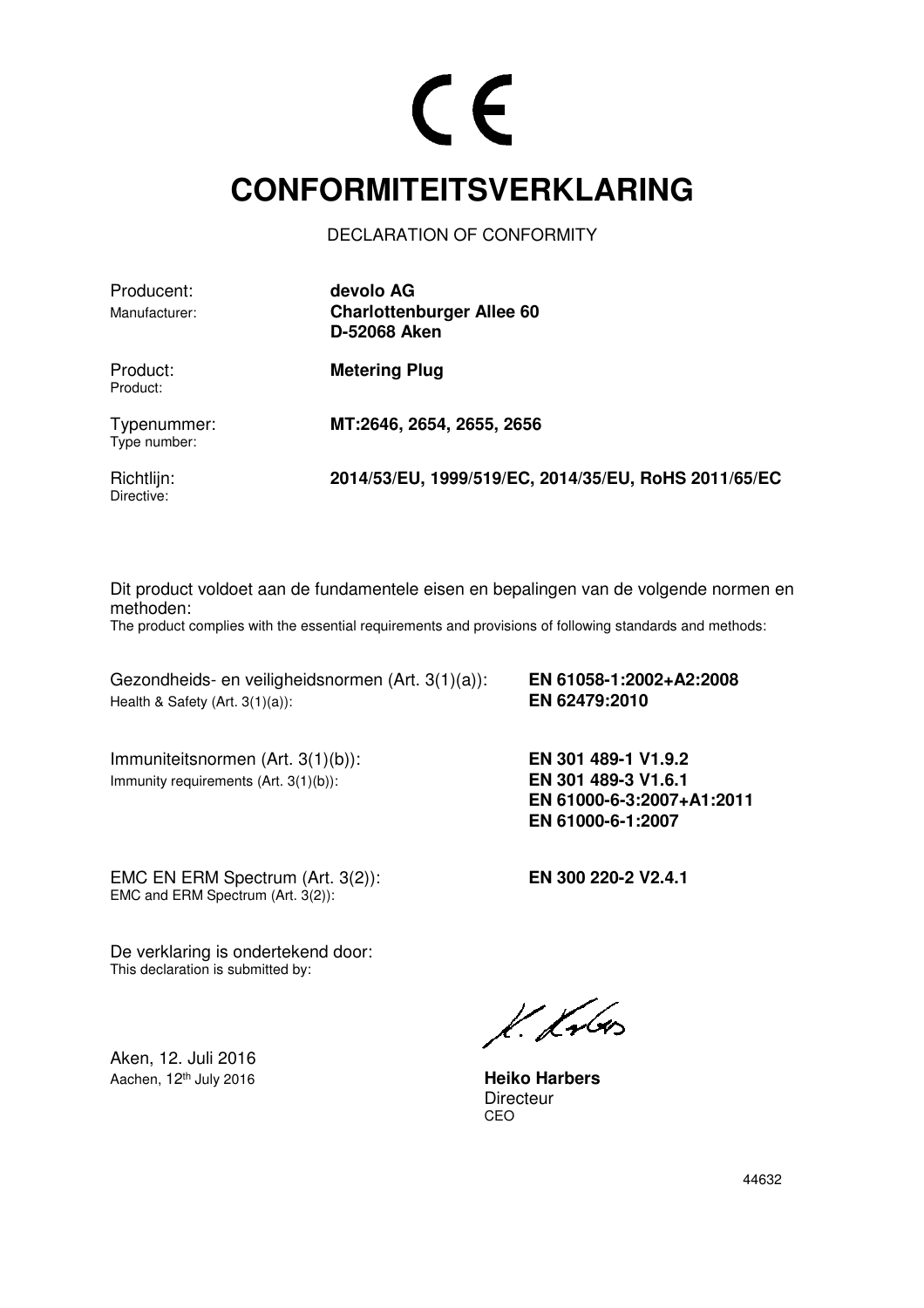CE

# CONFORMITEITSVERKLARING

DECLARATION OF CONFORMITY

| | |
|---|---|
| Producent:<br>Manufacturer: | **devolo AG**<br>**Charlottenburger Allee 60**<br>**D-52068 Aken** |
| Product:<br>Product: | **Metering Plug** |
| Typenummer:<br>Type number: | **MT:2646, 2654, 2655, 2656** |
| Richtlijn:<br>Directive: | **2014/53/EU, 1999/519/EC, 2014/35/EU, RoHS 2011/65/EC** |

Dit product voldoet aan de fundamentele eisen en bepalingen van de volgende normen en methoden:
The product complies with the essential requirements and provisions of following standards and methods:

| | |
|---|---|
| Gezondheids- en veiligheidsnormen (Art. 3(1)(a)):<br>Health & Safety (Art. 3(1)(a)): | **EN 61058-1:2002+A2:2008**<br>**EN 62479:2010** |
| Immuniteitsnormen (Art. 3(1)(b)):<br>Immunity requirements (Art. 3(1)(b)): | **EN 301 489-1 V1.9.2**<br>**EN 301 489-3 V1.6.1**<br>**EN 61000-6-3:2007+A1:2011**<br>**EN 61000-6-1:2007** |
| EMC EN ERM Spectrum (Art. 3(2)):<br>EMC and ERM Spectrum (Art. 3(2)): | **EN 300 220-2 V2.4.1** |

De verklaring is ondertekend door:
This declaration is submitted by:

Aken, 12. Juli 2016
Aachen, 12th July 2016

**Heiko Harbers**
Directeur
CEO

44632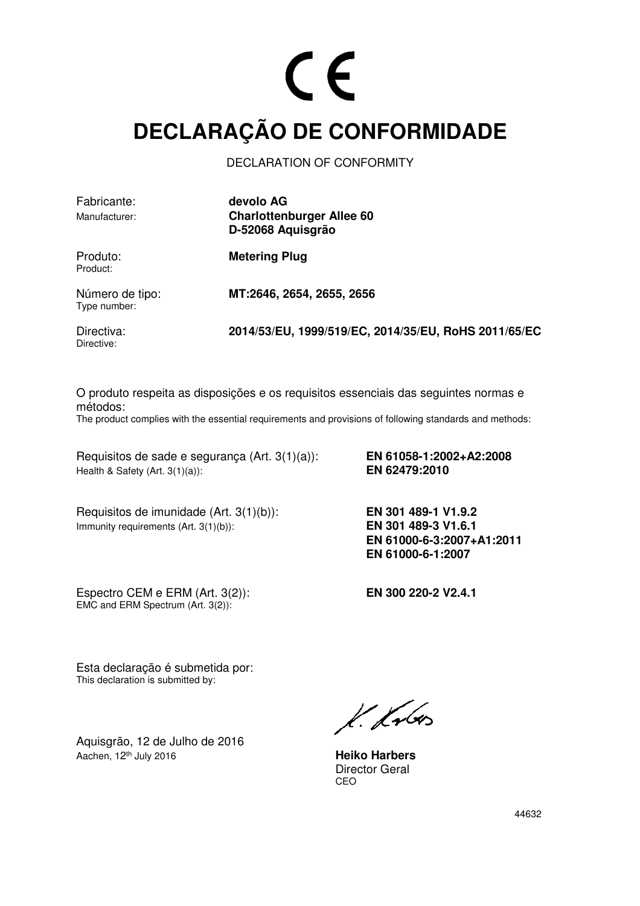CE

# DECLARAÇÃO DE CONFORMIDADE

DECLARATION OF CONFORMITY

| | |
|---|---|
| Fabricante:<br>Manufacturer: | **devolo AG**<br>**Charlottenburger Allee 60**<br>**D-52068 Aquisgrão** |
| Produto:<br>Product: | **Metering Plug** |
| Número de tipo:<br>Type number: | **MT:2646, 2654, 2655, 2656** |
| Directiva:<br>Directive: | **2014/53/EU, 1999/519/EC, 2014/35/EU, RoHS 2011/65/EC** |

O produto respeita as disposições e os requisitos essenciais das seguintes normas e métodos:
The product complies with the essential requirements and provisions of following standards and methods:

| | |
|---|---|
| Requisitos de sade e segurança (Art. 3(1)(a)):<br>Health & Safety (Art. 3(1)(a)): | **EN 61058-1:2002+A2:2008**<br>**EN 62479:2010** |
| Requisitos de imunidade (Art. 3(1)(b)):<br>Immunity requirements (Art. 3(1)(b)): | **EN 301 489-1 V1.9.2**<br>**EN 301 489-3 V1.6.1**<br>**EN 61000-6-3:2007+A1:2011**<br>**EN 61000-6-1:2007** |
| Espectro CEM e ERM (Art. 3(2)):<br>EMC and ERM Spectrum (Art. 3(2)): | **EN 300 220-2 V2.4.1** |

Esta declaração é submetida por:
This declaration is submitted by:

Aquisgrão, 12 de Julho de 2016
Aachen, 12th July 2016

**Heiko Harbers**
Director Geral
CEO

44632